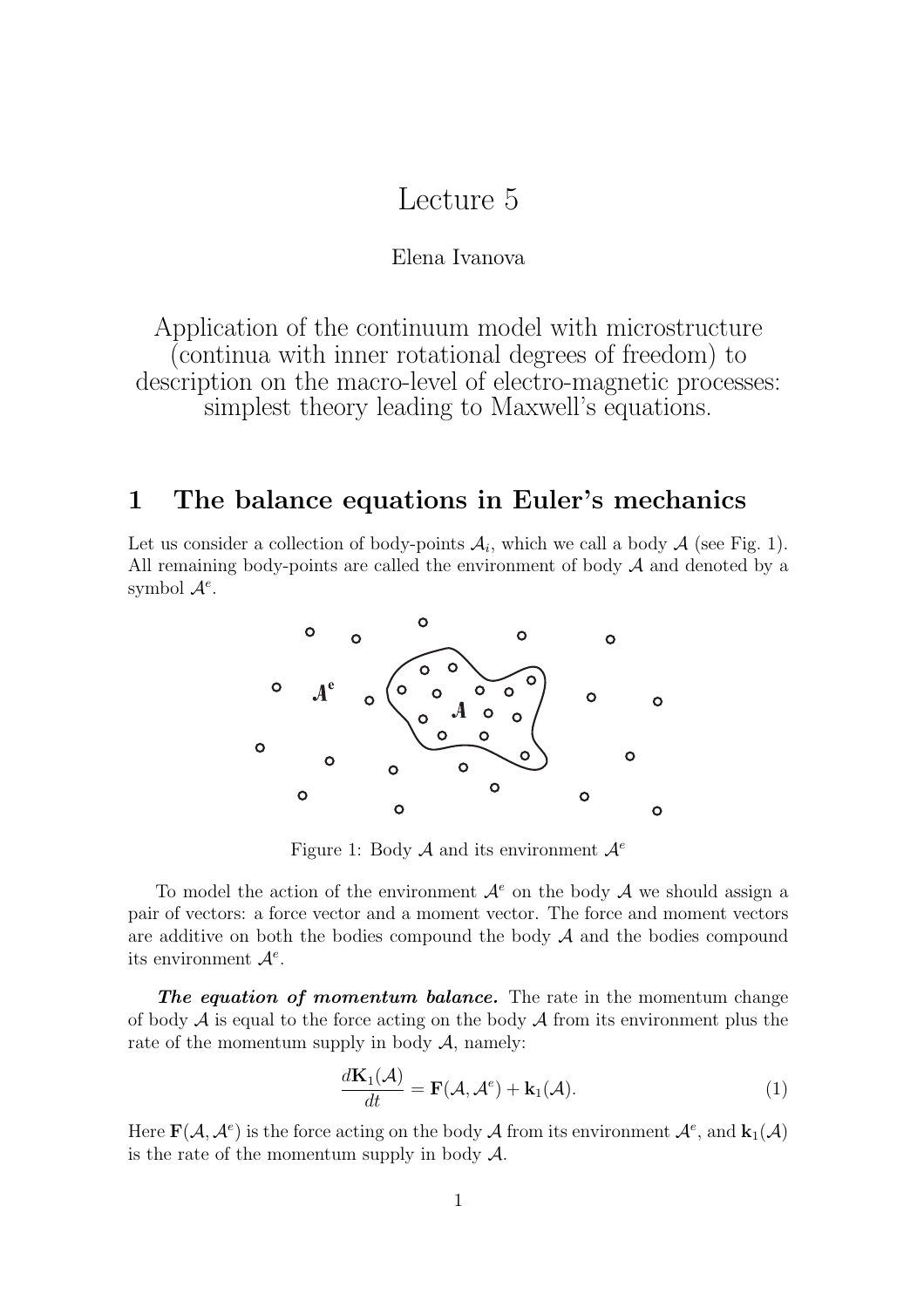# Lecture 5

Elena Ivanova

Application of the continuum model with microstructure (continua with inner rotational degrees of freedom) to description on the macro-level of electro-magnetic processes: simplest theory leading to Maxwell's equations.

## 1 The balance equations in Euler's mechanics

Let us consider a collection of body-points $\mathcal{A}_i$, which we call a body $\mathcal{A}$ (see Fig. 1). All remaining body-points are called the environment of body $\mathcal{A}$ and denoted by a symbol $\mathcal{A}^e$.

Figure 1: Body $\mathcal{A}$ and its environment $\mathcal{A}^e$

To model the action of the environment $\mathcal{A}^e$ on the body $\mathcal{A}$ we should assign a pair of vectors: a force vector and a moment vector. The force and moment vectors are additive on both the bodies compound the body $\mathcal{A}$ and the bodies compound its environment $\mathcal{A}^e$.

***The equation of momentum balance.*** The rate in the momentum change of body $\mathcal{A}$ is equal to the force acting on the body $\mathcal{A}$ from its environment plus the rate of the momentum supply in body $\mathcal{A}$, namely:

$$\frac{d\mathbf{K}_1(\mathcal{A})}{dt} = \mathbf{F}(\mathcal{A}, \mathcal{A}^e) + \mathbf{k}_1(\mathcal{A}). \tag{1}$$

Here $\mathbf{F}(\mathcal{A}, \mathcal{A}^e)$ is the force acting on the body $\mathcal{A}$ from its environment $\mathcal{A}^e$, and $\mathbf{k}_1(\mathcal{A})$ is the rate of the momentum supply in body $\mathcal{A}$.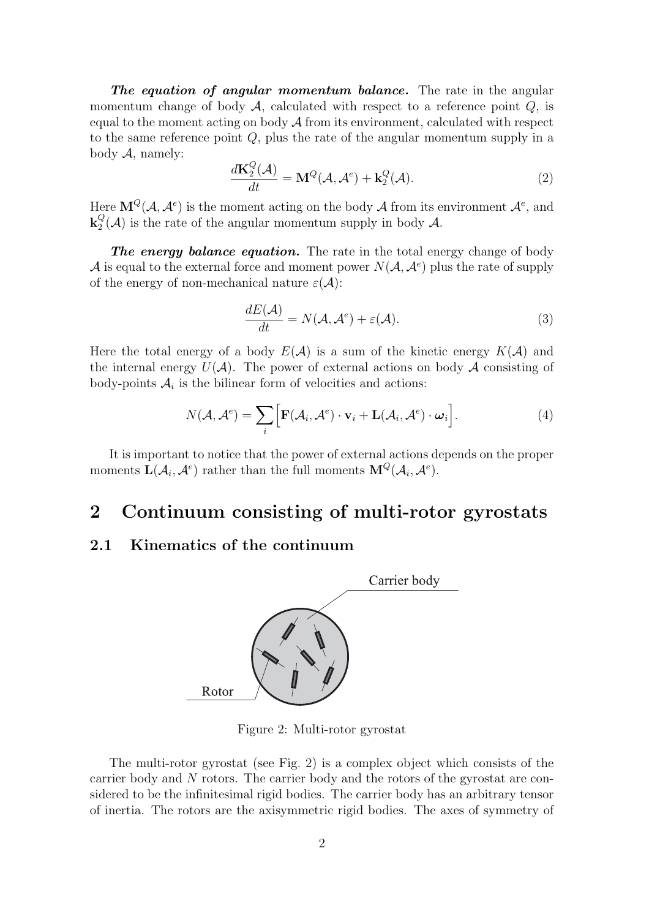***The equation of angular momentum balance.*** The rate in the angular momentum change of body $\mathcal{A}$, calculated with respect to a reference point $Q$, is equal to the moment acting on body $\mathcal{A}$ from its environment, calculated with respect to the same reference point $Q$, plus the rate of the angular momentum supply in a body $\mathcal{A}$, namely:

$$\frac{d\mathbf{K}_2^Q(\mathcal{A})}{dt} = \mathbf{M}^Q(\mathcal{A}, \mathcal{A}^e) + \mathbf{k}_2^Q(\mathcal{A}). \tag{2}$$

Here $\mathbf{M}^Q(\mathcal{A}, \mathcal{A}^e)$ is the moment acting on the body $\mathcal{A}$ from its environment $\mathcal{A}^e$, and $\mathbf{k}_2^Q(\mathcal{A})$ is the rate of the angular momentum supply in body $\mathcal{A}$.

***The energy balance equation.*** The rate in the total energy change of body $\mathcal{A}$ is equal to the external force and moment power $N(\mathcal{A}, \mathcal{A}^e)$ plus the rate of supply of the energy of non-mechanical nature $\varepsilon(\mathcal{A})$:

$$\frac{dE(\mathcal{A})}{dt} = N(\mathcal{A}, \mathcal{A}^e) + \varepsilon(\mathcal{A}). \tag{3}$$

Here the total energy of a body $E(\mathcal{A})$ is a sum of the kinetic energy $K(\mathcal{A})$ and the internal energy $U(\mathcal{A})$. The power of external actions on body $\mathcal{A}$ consisting of body-points $\mathcal{A}_i$ is the bilinear form of velocities and actions:

$$N(\mathcal{A}, \mathcal{A}^e) = \sum_i \Big[\mathbf{F}(\mathcal{A}_i, \mathcal{A}^e) \cdot \mathbf{v}_i + \mathbf{L}(\mathcal{A}_i, \mathcal{A}^e) \cdot \boldsymbol{\omega}_i\Big]. \tag{4}$$

It is important to notice that the power of external actions depends on the proper moments $\mathbf{L}(\mathcal{A}_i, \mathcal{A}^e)$ rather than the full moments $\mathbf{M}^Q(\mathcal{A}_i, \mathcal{A}^e)$.

# 2 Continuum consisting of multi-rotor gyrostats

## 2.1 Kinematics of the continuum

Carrier body

Rotor

Figure 2: Multi-rotor gyrostat

The multi-rotor gyrostat (see Fig. 2) is a complex object which consists of the carrier body and $N$ rotors. The carrier body and the rotors of the gyrostat are considered to be the infinitesimal rigid bodies. The carrier body has an arbitrary tensor of inertia. The rotors are the axisymmetric rigid bodies. The axes of symmetry of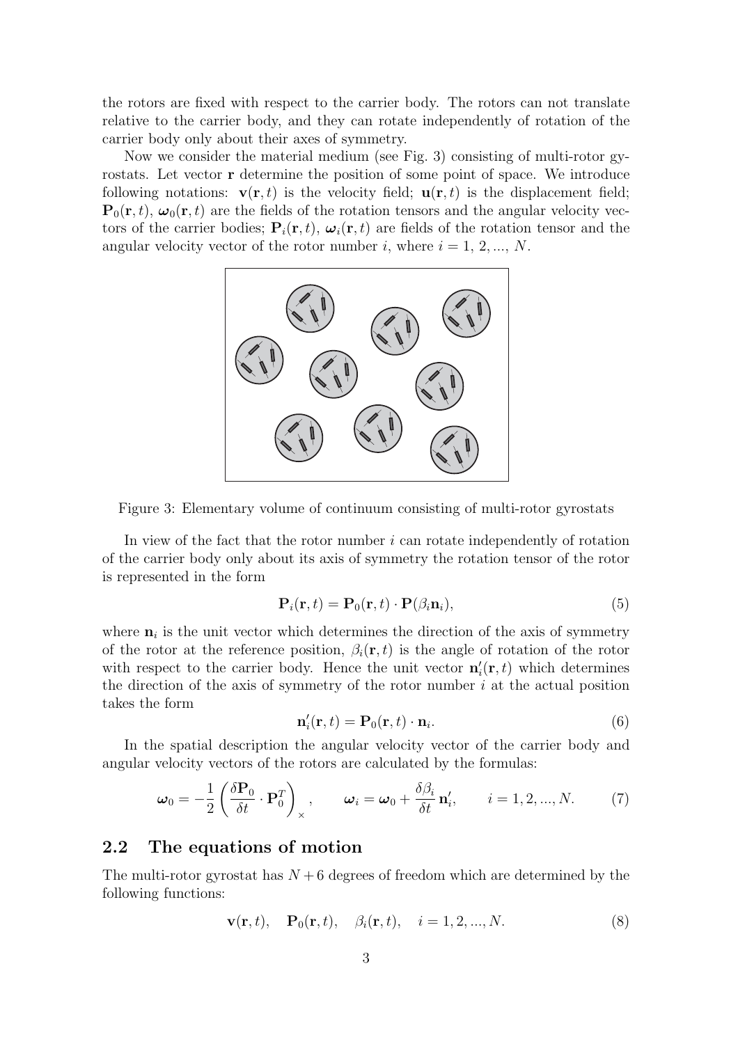the rotors are fixed with respect to the carrier body. The rotors can not translate relative to the carrier body, and they can rotate independently of rotation of the carrier body only about their axes of symmetry.

Now we consider the material medium (see Fig. 3) consisting of multi-rotor gyrostats. Let vector $\mathbf{r}$ determine the position of some point of space. We introduce following notations: $\mathbf{v}(\mathbf{r}, t)$ is the velocity field; $\mathbf{u}(\mathbf{r}, t)$ is the displacement field; $\mathbf{P}_0(\mathbf{r}, t)$, $\boldsymbol{\omega}_0(\mathbf{r}, t)$ are the fields of the rotation tensors and the angular velocity vectors of the carrier bodies; $\mathbf{P}_i(\mathbf{r}, t)$, $\boldsymbol{\omega}_i(\mathbf{r}, t)$ are fields of the rotation tensor and the angular velocity vector of the rotor number $i$, where $i = 1, 2, ..., N$.

Figure 3: Elementary volume of continuum consisting of multi-rotor gyrostats

In view of the fact that the rotor number $i$ can rotate independently of rotation of the carrier body only about its axis of symmetry the rotation tensor of the rotor is represented in the form

$$\mathbf{P}_i(\mathbf{r}, t) = \mathbf{P}_0(\mathbf{r}, t) \cdot \mathbf{P}(\beta_i \mathbf{n}_i), \tag{5}$$

where $\mathbf{n}_i$ is the unit vector which determines the direction of the axis of symmetry of the rotor at the reference position, $\beta_i(\mathbf{r}, t)$ is the angle of rotation of the rotor with respect to the carrier body. Hence the unit vector $\mathbf{n}'_i(\mathbf{r}, t)$ which determines the direction of the axis of symmetry of the rotor number $i$ at the actual position takes the form

$$\mathbf{n}'_i(\mathbf{r}, t) = \mathbf{P}_0(\mathbf{r}, t) \cdot \mathbf{n}_i. \tag{6}$$

In the spatial description the angular velocity vector of the carrier body and angular velocity vectors of the rotors are calculated by the formulas:

$$\boldsymbol{\omega}_0 = -\frac{1}{2}\left(\frac{\delta \mathbf{P}_0}{\delta t} \cdot \mathbf{P}_0^T\right)_{\times}, \qquad \boldsymbol{\omega}_i = \boldsymbol{\omega}_0 + \frac{\delta \beta_i}{\delta t}\, \mathbf{n}'_i, \qquad i = 1, 2, ..., N. \tag{7}$$

## 2.2 The equations of motion

The multi-rotor gyrostat has $N + 6$ degrees of freedom which are determined by the following functions:

$$\mathbf{v}(\mathbf{r}, t), \quad \mathbf{P}_0(\mathbf{r}, t), \quad \beta_i(\mathbf{r}, t), \quad i = 1, 2, ..., N. \tag{8}$$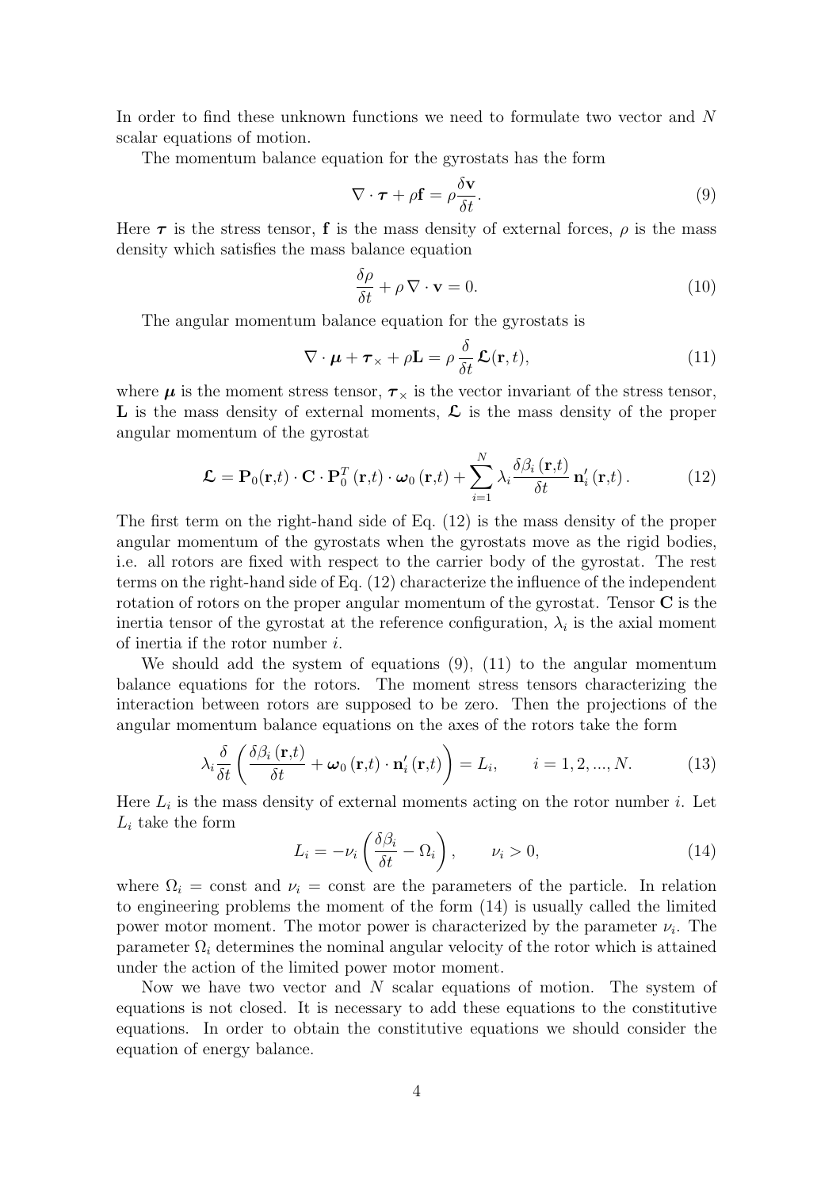In order to find these unknown functions we need to formulate two vector and $N$ scalar equations of motion.

The momentum balance equation for the gyrostats has the form

$$\nabla \cdot \boldsymbol{\tau} + \rho \mathbf{f} = \rho \frac{\delta \mathbf{v}}{\delta t}. \tag{9}$$

Here $\boldsymbol{\tau}$ is the stress tensor, $\mathbf{f}$ is the mass density of external forces, $\rho$ is the mass density which satisfies the mass balance equation

$$\frac{\delta \rho}{\delta t} + \rho \, \nabla \cdot \mathbf{v} = 0. \tag{10}$$

The angular momentum balance equation for the gyrostats is

$$\nabla \cdot \boldsymbol{\mu} + \boldsymbol{\tau}_{\times} + \rho \mathbf{L} = \rho \, \frac{\delta}{\delta t} \, \boldsymbol{\mathcal{L}}(\mathbf{r}, t), \tag{11}$$

where $\boldsymbol{\mu}$ is the moment stress tensor, $\boldsymbol{\tau}_{\times}$ is the vector invariant of the stress tensor, $\mathbf{L}$ is the mass density of external moments, $\boldsymbol{\mathcal{L}}$ is the mass density of the proper angular momentum of the gyrostat

$$\boldsymbol{\mathcal{L}} = \mathbf{P}_0(\mathbf{r},t) \cdot \mathbf{C} \cdot \mathbf{P}_0^T\left(\mathbf{r},t\right) \cdot \boldsymbol{\omega}_0\left(\mathbf{r},t\right) + \sum_{i=1}^{N} \lambda_i \frac{\delta \beta_i\left(\mathbf{r},t\right)}{\delta t} \, \mathbf{n}_i'\left(\mathbf{r},t\right). \tag{12}$$

The first term on the right-hand side of Eq. (12) is the mass density of the proper angular momentum of the gyrostats when the gyrostats move as the rigid bodies, i.e. all rotors are fixed with respect to the carrier body of the gyrostat. The rest terms on the right-hand side of Eq. (12) characterize the influence of the independent rotation of rotors on the proper angular momentum of the gyrostat. Tensor $\mathbf{C}$ is the inertia tensor of the gyrostat at the reference configuration, $\lambda_i$ is the axial moment of inertia if the rotor number $i$.

We should add the system of equations (9), (11) to the angular momentum balance equations for the rotors. The moment stress tensors characterizing the interaction between rotors are supposed to be zero. Then the projections of the angular momentum balance equations on the axes of the rotors take the form

$$\lambda_i \frac{\delta}{\delta t} \left( \frac{\delta \beta_i\left(\mathbf{r},t\right)}{\delta t} + \boldsymbol{\omega}_0\left(\mathbf{r},t\right) \cdot \mathbf{n}_i'\left(\mathbf{r},t\right) \right) = L_i, \qquad i = 1, 2, ..., N. \tag{13}$$

Here $L_i$ is the mass density of external moments acting on the rotor number $i$. Let $L_i$ take the form

$$L_i = -\nu_i \left( \frac{\delta \beta_i}{\delta t} - \Omega_i \right), \qquad \nu_i > 0, \tag{14}$$

where $\Omega_i = \text{const}$ and $\nu_i = \text{const}$ are the parameters of the particle. In relation to engineering problems the moment of the form (14) is usually called the limited power motor moment. The motor power is characterized by the parameter $\nu_i$. The parameter $\Omega_i$ determines the nominal angular velocity of the rotor which is attained under the action of the limited power motor moment.

Now we have two vector and $N$ scalar equations of motion. The system of equations is not closed. It is necessary to add these equations to the constitutive equations. In order to obtain the constitutive equations we should consider the equation of energy balance.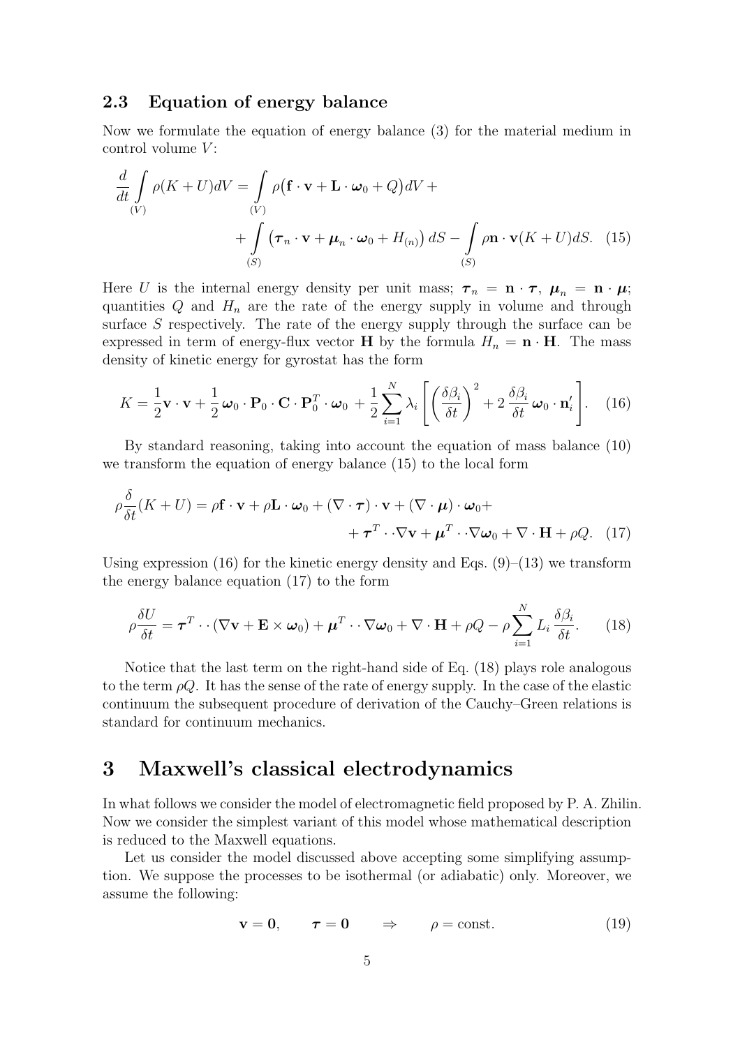### 2.3 Equation of energy balance

Now we formulate the equation of energy balance (3) for the material medium in control volume $V$:

$$
\frac{d}{dt}\int\limits_{(V)} \rho(K+U)dV = \int\limits_{(V)} \rho\big(\mathbf{f}\cdot\mathbf{v} + \mathbf{L}\cdot\boldsymbol{\omega}_0 + Q\big)dV + \\
+ \int\limits_{(S)} \big(\boldsymbol{\tau}_n\cdot\mathbf{v} + \boldsymbol{\mu}_n\cdot\boldsymbol{\omega}_0 + H_{(n)}\big)\,dS - \int\limits_{(S)} \rho\mathbf{n}\cdot\mathbf{v}(K+U)dS. \quad (15)
$$

Here $U$ is the internal energy density per unit mass; $\boldsymbol{\tau}_n = \mathbf{n}\cdot\boldsymbol{\tau}$, $\boldsymbol{\mu}_n = \mathbf{n}\cdot\boldsymbol{\mu}$; quantities $Q$ and $H_n$ are the rate of the energy supply in volume and through surface $S$ respectively. The rate of the energy supply through the surface can be expressed in term of energy-flux vector $\mathbf{H}$ by the formula $H_n = \mathbf{n}\cdot\mathbf{H}$. The mass density of kinetic energy for gyrostat has the form

$$
K = \frac{1}{2}\mathbf{v}\cdot\mathbf{v} + \frac{1}{2}\,\boldsymbol{\omega}_0\cdot\mathbf{P}_0\cdot\mathbf{C}\cdot\mathbf{P}_0^T\cdot\boldsymbol{\omega}_0 + \frac{1}{2}\sum_{i=1}^{N}\lambda_i\left[\left(\frac{\delta\beta_i}{\delta t}\right)^2 + 2\,\frac{\delta\beta_i}{\delta t}\,\boldsymbol{\omega}_0\cdot\mathbf{n}'_i\right]. \quad (16)
$$

By standard reasoning, taking into account the equation of mass balance (10) we transform the equation of energy balance (15) to the local form

$$
\rho\frac{\delta}{\delta t}(K+U) = \rho\mathbf{f}\cdot\mathbf{v} + \rho\mathbf{L}\cdot\boldsymbol{\omega}_0 + (\nabla\cdot\boldsymbol{\tau})\cdot\mathbf{v} + (\nabla\cdot\boldsymbol{\mu})\cdot\boldsymbol{\omega}_0 + \\
+ \boldsymbol{\tau}^T\cdot\cdot\nabla\mathbf{v} + \boldsymbol{\mu}^T\cdot\cdot\nabla\boldsymbol{\omega}_0 + \nabla\cdot\mathbf{H} + \rho Q. \quad (17)
$$

Using expression (16) for the kinetic energy density and Eqs. (9)–(13) we transform the energy balance equation (17) to the form

$$
\rho\frac{\delta U}{\delta t} = \boldsymbol{\tau}^T\cdot\cdot(\nabla\mathbf{v} + \mathbf{E}\times\boldsymbol{\omega}_0) + \boldsymbol{\mu}^T\cdot\cdot\nabla\boldsymbol{\omega}_0 + \nabla\cdot\mathbf{H} + \rho Q - \rho\sum_{i=1}^{N} L_i\,\frac{\delta\beta_i}{\delta t}. \quad (18)
$$

Notice that the last term on the right-hand side of Eq. (18) plays role analogous to the term $\rho Q$. It has the sense of the rate of energy supply. In the case of the elastic continuum the subsequent procedure of derivation of the Cauchy–Green relations is standard for continuum mechanics.

# 3 Maxwell's classical electrodynamics

In what follows we consider the model of electromagnetic field proposed by P. A. Zhilin. Now we consider the simplest variant of this model whose mathematical description is reduced to the Maxwell equations.

Let us consider the model discussed above accepting some simplifying assumption. We suppose the processes to be isothermal (or adiabatic) only. Moreover, we assume the following:

$$
\mathbf{v} = \mathbf{0}, \qquad \boldsymbol{\tau} = \mathbf{0} \qquad \Rightarrow \qquad \rho = \text{const}. \quad (19)
$$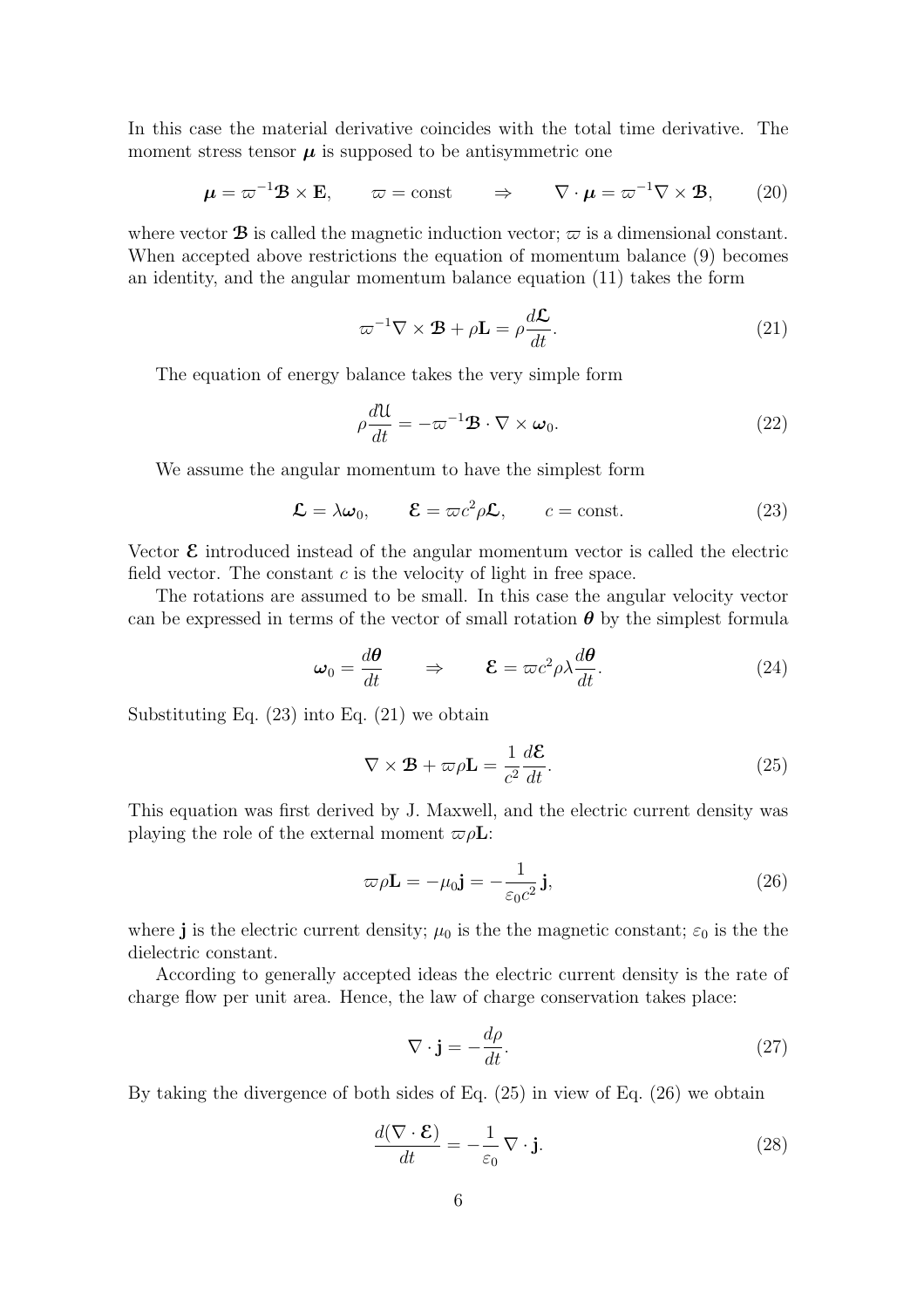In this case the material derivative coincides with the total time derivative. The moment stress tensor $\boldsymbol{\mu}$ is supposed to be antisymmetric one

$$\boldsymbol{\mu} = \varpi^{-1}\boldsymbol{\mathcal{B}} \times \mathbf{E}, \qquad \varpi = \text{const} \qquad \Rightarrow \qquad \nabla \cdot \boldsymbol{\mu} = \varpi^{-1}\nabla \times \boldsymbol{\mathcal{B}}, \tag{20}$$

where vector $\boldsymbol{\mathcal{B}}$ is called the magnetic induction vector; $\varpi$ is a dimensional constant. When accepted above restrictions the equation of momentum balance (9) becomes an identity, and the angular momentum balance equation (11) takes the form

$$\varpi^{-1}\nabla \times \boldsymbol{\mathcal{B}} + \rho\mathbf{L} = \rho\frac{d\boldsymbol{\mathcal{L}}}{dt}. \tag{21}$$

The equation of energy balance takes the very simple form

$$\rho\frac{d\mathfrak{U}}{dt} = -\varpi^{-1}\boldsymbol{\mathcal{B}} \cdot \nabla \times \boldsymbol{\omega}_0. \tag{22}$$

We assume the angular momentum to have the simplest form

$$\boldsymbol{\mathcal{L}} = \lambda\boldsymbol{\omega}_0, \qquad \boldsymbol{\mathcal{E}} = \varpi c^2\rho\boldsymbol{\mathcal{L}}, \qquad c = \text{const}. \tag{23}$$

Vector $\boldsymbol{\mathcal{E}}$ introduced instead of the angular momentum vector is called the electric field vector. The constant $c$ is the velocity of light in free space.

The rotations are assumed to be small. In this case the angular velocity vector can be expressed in terms of the vector of small rotation $\boldsymbol{\theta}$ by the simplest formula

$$\boldsymbol{\omega}_0 = \frac{d\boldsymbol{\theta}}{dt} \qquad \Rightarrow \qquad \boldsymbol{\mathcal{E}} = \varpi c^2\rho\lambda\frac{d\boldsymbol{\theta}}{dt}. \tag{24}$$

Substituting Eq. (23) into Eq. (21) we obtain

$$\nabla \times \boldsymbol{\mathcal{B}} + \varpi\rho\mathbf{L} = \frac{1}{c^2}\frac{d\boldsymbol{\mathcal{E}}}{dt}. \tag{25}$$

This equation was first derived by J. Maxwell, and the electric current density was playing the role of the external moment $\varpi\rho\mathbf{L}$:

$$\varpi\rho\mathbf{L} = -\mu_0\mathbf{j} = -\frac{1}{\varepsilon_0 c^2}\,\mathbf{j}, \tag{26}$$

where $\mathbf{j}$ is the electric current density; $\mu_0$ is the the magnetic constant; $\varepsilon_0$ is the the dielectric constant.

According to generally accepted ideas the electric current density is the rate of charge flow per unit area. Hence, the law of charge conservation takes place:

$$\nabla \cdot \mathbf{j} = -\frac{d\rho}{dt}. \tag{27}$$

By taking the divergence of both sides of Eq. (25) in view of Eq. (26) we obtain

$$\frac{d(\nabla \cdot \boldsymbol{\mathcal{E}})}{dt} = -\frac{1}{\varepsilon_0}\,\nabla \cdot \mathbf{j}. \tag{28}$$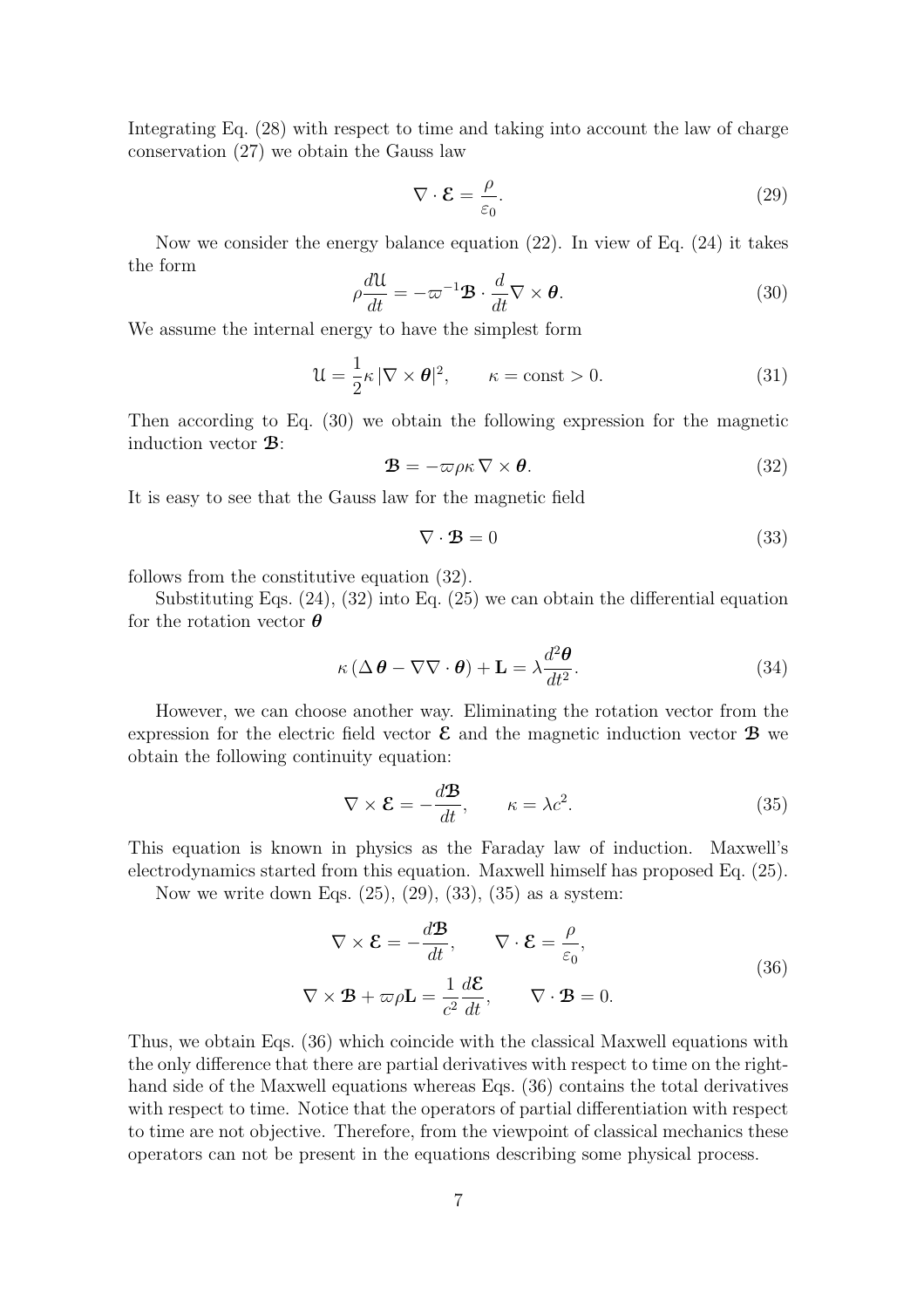Integrating Eq. (28) with respect to time and taking into account the law of charge conservation (27) we obtain the Gauss law

$$\nabla \cdot \boldsymbol{\mathcal{E}} = \frac{\rho}{\varepsilon_0}. \tag{29}$$

Now we consider the energy balance equation (22). In view of Eq. (24) it takes the form

$$\rho \frac{d\mathfrak{U}}{dt} = -\varpi^{-1} \boldsymbol{\mathcal{B}} \cdot \frac{d}{dt} \nabla \times \boldsymbol{\theta}. \tag{30}$$

We assume the internal energy to have the simplest form

$$\mathfrak{U} = \frac{1}{2} \kappa \, |\nabla \times \boldsymbol{\theta}|^2, \qquad \kappa = \text{const} > 0. \tag{31}$$

Then according to Eq. (30) we obtain the following expression for the magnetic induction vector $\boldsymbol{\mathcal{B}}$:

$$\boldsymbol{\mathcal{B}} = -\varpi \rho \kappa \, \nabla \times \boldsymbol{\theta}. \tag{32}$$

It is easy to see that the Gauss law for the magnetic field

$$\nabla \cdot \boldsymbol{\mathcal{B}} = 0 \tag{33}$$

follows from the constitutive equation (32).

Substituting Eqs. (24), (32) into Eq. (25) we can obtain the differential equation for the rotation vector $\boldsymbol{\theta}$

$$\kappa \left( \Delta \boldsymbol{\theta} - \nabla \nabla \cdot \boldsymbol{\theta} \right) + \mathbf{L} = \lambda \frac{d^2 \boldsymbol{\theta}}{dt^2}. \tag{34}$$

However, we can choose another way. Eliminating the rotation vector from the expression for the electric field vector $\boldsymbol{\mathcal{E}}$ and the magnetic induction vector $\boldsymbol{\mathcal{B}}$ we obtain the following continuity equation:

$$\nabla \times \boldsymbol{\mathcal{E}} = -\frac{d\boldsymbol{\mathcal{B}}}{dt}, \qquad \kappa = \lambda c^2. \tag{35}$$

This equation is known in physics as the Faraday law of induction. Maxwell's electrodynamics started from this equation. Maxwell himself has proposed Eq. (25).

Now we write down Eqs. (25), (29), (33), (35) as a system:

$$\begin{aligned} \nabla \times \boldsymbol{\mathcal{E}} &= -\frac{d\boldsymbol{\mathcal{B}}}{dt}, \qquad \nabla \cdot \boldsymbol{\mathcal{E}} = \frac{\rho}{\varepsilon_0}, \\ \nabla \times \boldsymbol{\mathcal{B}} + \varpi \rho \mathbf{L} &= \frac{1}{c^2} \frac{d\boldsymbol{\mathcal{E}}}{dt}, \qquad \nabla \cdot \boldsymbol{\mathcal{B}} = 0. \end{aligned} \tag{36}$$

Thus, we obtain Eqs. (36) which coincide with the classical Maxwell equations with the only difference that there are partial derivatives with respect to time on the right-hand side of the Maxwell equations whereas Eqs. (36) contains the total derivatives with respect to time. Notice that the operators of partial differentiation with respect to time are not objective. Therefore, from the viewpoint of classical mechanics these operators can not be present in the equations describing some physical process.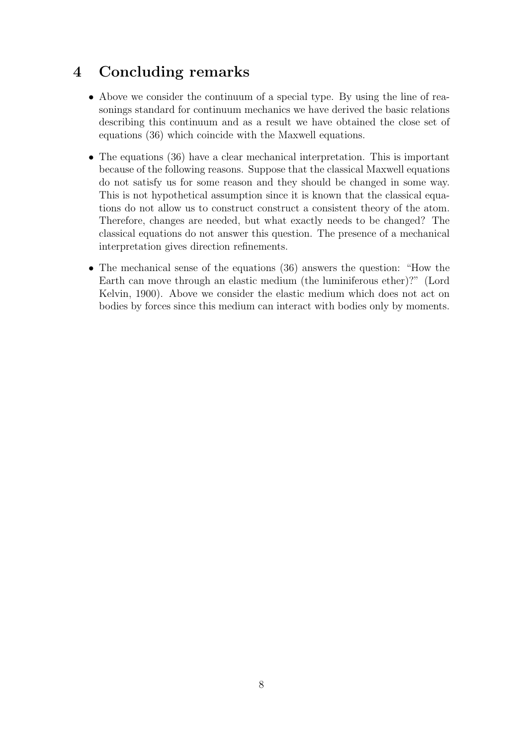## 4 Concluding remarks

- Above we consider the continuum of a special type. By using the line of reasonings standard for continuum mechanics we have derived the basic relations describing this continuum and as a result we have obtained the close set of equations (36) which coincide with the Maxwell equations.
- The equations (36) have a clear mechanical interpretation. This is important because of the following reasons. Suppose that the classical Maxwell equations do not satisfy us for some reason and they should be changed in some way. This is not hypothetical assumption since it is known that the classical equations do not allow us to construct construct a consistent theory of the atom. Therefore, changes are needed, but what exactly needs to be changed? The classical equations do not answer this question. The presence of a mechanical interpretation gives direction refinements.
- The mechanical sense of the equations (36) answers the question: "How the Earth can move through an elastic medium (the luminiferous ether)?" (Lord Kelvin, 1900). Above we consider the elastic medium which does not act on bodies by forces since this medium can interact with bodies only by moments.